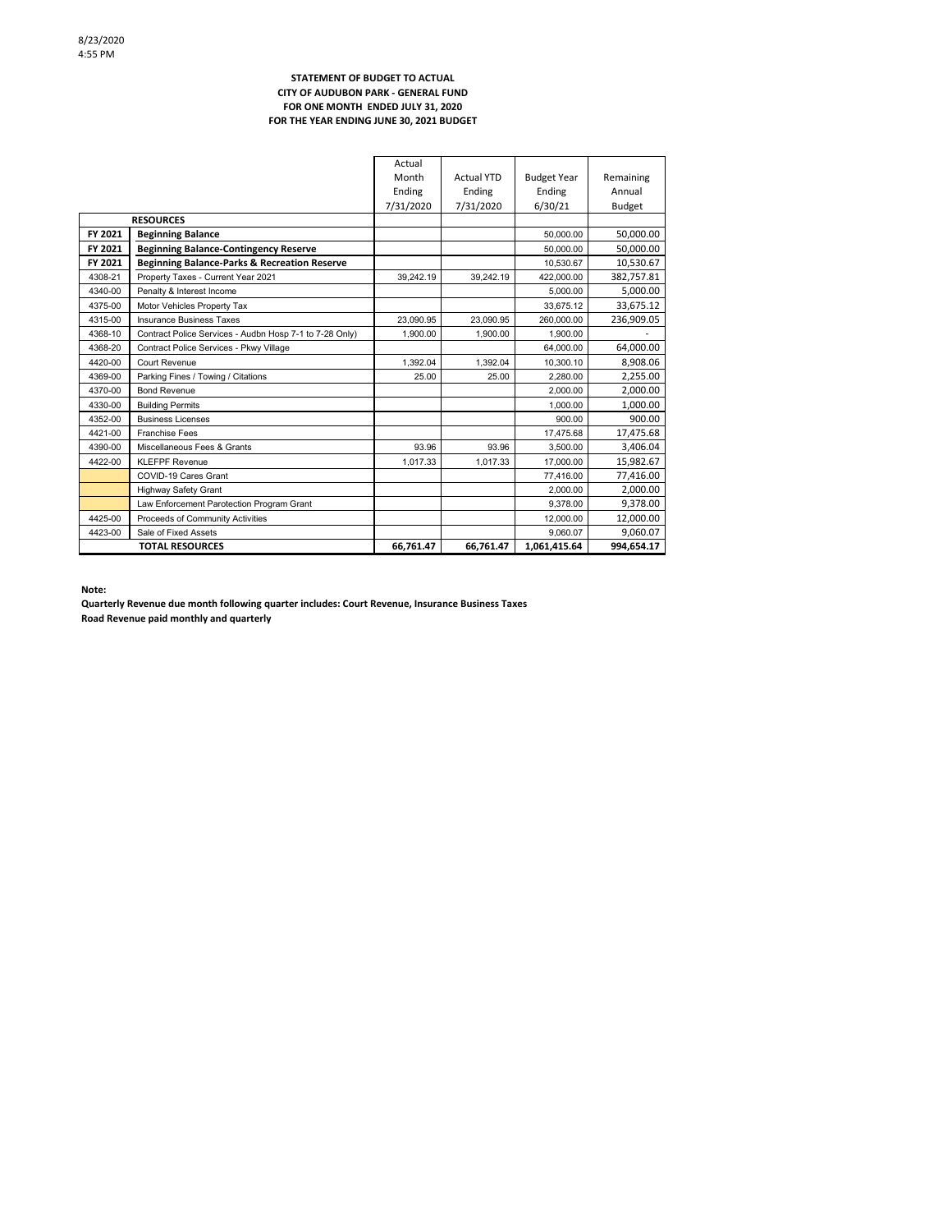# STATEMENT OF BUDGET TO ACTUAL
## CITY OF AUDUBON PARK - GENERAL FUND
## FOR ONE MONTH ENDED JULY 31, 2020
## FOR THE YEAR ENDING JUNE 30, 2021 BUDGET

| | | Actual Month Ending 7/31/2020 | Actual YTD Ending 7/31/2020 | Budget Year Ending 6/30/21 | Remaining Annual Budget |
|---|---|---|---|---|---|
| | **RESOURCES** | | | | |
| **FY 2021** | **Beginning Balance** | | | 50,000.00 | 50,000.00 |
| **FY 2021** | **Beginning Balance-Contingency Reserve** | | | 50,000.00 | 50,000.00 |
| **FY 2021** | **Beginning Balance-Parks & Recreation Reserve** | | | 10,530.67 | 10,530.67 |
| 4308-21 | Property Taxes - Current Year 2021 | 39,242.19 | 39,242.19 | 422,000.00 | 382,757.81 |
| 4340-00 | Penalty & Interest Income | | | 5,000.00 | 5,000.00 |
| 4375-00 | Motor Vehicles Property Tax | | | 33,675.12 | 33,675.12 |
| 4315-00 | Insurance Business Taxes | 23,090.95 | 23,090.95 | 260,000.00 | 236,909.05 |
| 4368-10 | Contract Police Services - Audbn Hosp 7-1 to 7-28 Only) | 1,900.00 | 1,900.00 | 1,900.00 | - |
| 4368-20 | Contract Police Services - Pkwy Village | | | 64,000.00 | 64,000.00 |
| 4420-00 | Court Revenue | 1,392.04 | 1,392.04 | 10,300.10 | 8,908.06 |
| 4369-00 | Parking Fines / Towing / Citations | 25.00 | 25.00 | 2,280.00 | 2,255.00 |
| 4370-00 | Bond Revenue | | | 2,000.00 | 2,000.00 |
| 4330-00 | Building Permits | | | 1,000.00 | 1,000.00 |
| 4352-00 | Business Licenses | | | 900.00 | 900.00 |
| 4421-00 | Franchise Fees | | | 17,475.68 | 17,475.68 |
| 4390-00 | Miscellaneous Fees & Grants | 93.96 | 93.96 | 3,500.00 | 3,406.04 |
| 4422-00 | KLEFPF Revenue | 1,017.33 | 1,017.33 | 17,000.00 | 15,982.67 |
| | COVID-19 Cares Grant | | | 77,416.00 | 77,416.00 |
| | Highway Safety Grant | | | 2,000.00 | 2,000.00 |
| | Law Enforcement Parotection Program Grant | | | 9,378.00 | 9,378.00 |
| 4425-00 | Proceeds of Community Activities | | | 12,000.00 | 12,000.00 |
| 4423-00 | Sale of Fixed Assets | | | 9,060.07 | 9,060.07 |
| | **TOTAL RESOURCES** | **66,761.47** | **66,761.47** | **1,061,415.64** | **994,654.17** |

**Note:**

**Quarterly Revenue due month following quarter includes: Court Revenue, Insurance Business Taxes**

**Road Revenue paid monthly and quarterly**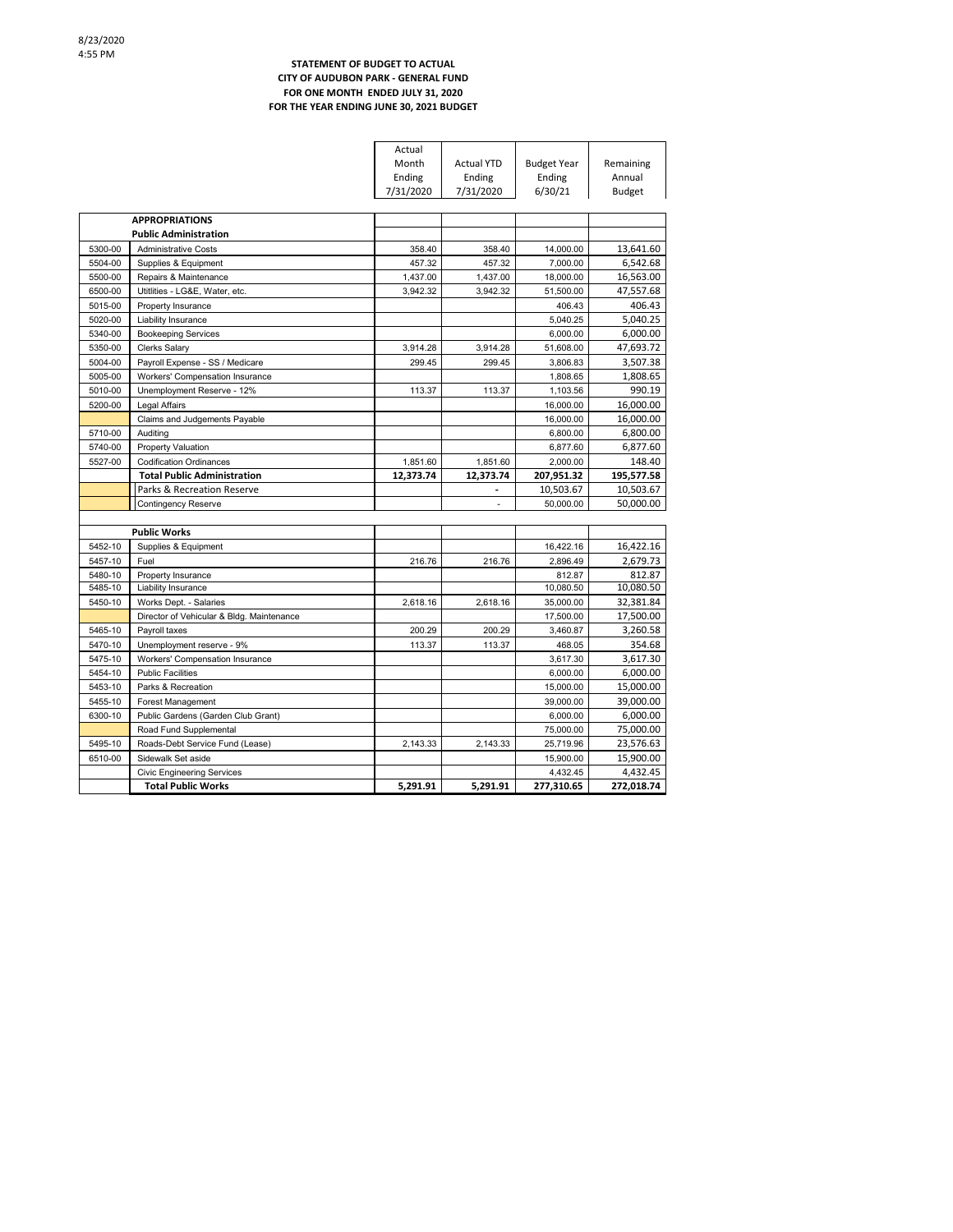8/23/2020
4:55 PM

**STATEMENT OF BUDGET TO ACTUAL**
**CITY OF AUDUBON PARK - GENERAL FUND**
**FOR ONE MONTH ENDED JULY 31, 2020**
**FOR THE YEAR ENDING JUNE 30, 2021 BUDGET**

| | | Actual Month Ending 7/31/2020 | Actual YTD Ending 7/31/2020 | Budget Year Ending 6/30/21 | Remaining Annual Budget |
|---|---|---|---|---|---|
| | **APPROPRIATIONS** | | | | |
| | **Public Administration** | | | | |
| 5300-00 | Administrative Costs | 358.40 | 358.40 | 14,000.00 | 13,641.60 |
| 5504-00 | Supplies & Equipment | 457.32 | 457.32 | 7,000.00 | 6,542.68 |
| 5500-00 | Repairs & Maintenance | 1,437.00 | 1,437.00 | 18,000.00 | 16,563.00 |
| 6500-00 | Utitlities - LG&E, Water, etc. | 3,942.32 | 3,942.32 | 51,500.00 | 47,557.68 |
| 5015-00 | Property Insurance | | | 406.43 | 406.43 |
| 5020-00 | Liability Insurance | | | 5,040.25 | 5,040.25 |
| 5340-00 | Bookeeping Services | | | 6,000.00 | 6,000.00 |
| 5350-00 | Clerks Salary | 3,914.28 | 3,914.28 | 51,608.00 | 47,693.72 |
| 5004-00 | Payroll Expense - SS / Medicare | 299.45 | 299.45 | 3,806.83 | 3,507.38 |
| 5005-00 | Workers' Compensation Insurance | | | 1,808.65 | 1,808.65 |
| 5010-00 | Unemployment Reserve - 12% | 113.37 | 113.37 | 1,103.56 | 990.19 |
| 5200-00 | Legal Affairs | | | 16,000.00 | 16,000.00 |
| | Claims and Judgements Payable | | | 16,000.00 | 16,000.00 |
| 5710-00 | Auditing | | | 6,800.00 | 6,800.00 |
| 5740-00 | Property Valuation | | | 6,877.60 | 6,877.60 |
| 5527-00 | Codification Ordinances | 1,851.60 | 1,851.60 | 2,000.00 | 148.40 |
| | **Total Public Administration** | **12,373.74** | **12,373.74** | **207,951.32** | **195,577.58** |
| | Parks & Recreation Reserve | | - | 10,503.67 | 10,503.67 |
| | Contingency Reserve | | - | 50,000.00 | 50,000.00 |
| | | | | | |
| | **Public Works** | | | | |
| 5452-10 | Supplies & Equipment | | | 16,422.16 | 16,422.16 |
| 5457-10 | Fuel | 216.76 | 216.76 | 2,896.49 | 2,679.73 |
| 5480-10 | Property Insurance | | | 812.87 | 812.87 |
| 5485-10 | Liability Insurance | | | 10,080.50 | 10,080.50 |
| 5450-10 | Works Dept. - Salaries | 2,618.16 | 2,618.16 | 35,000.00 | 32,381.84 |
| | Director of Vehicular & Bldg. Maintenance | | | 17,500.00 | 17,500.00 |
| 5465-10 | Payroll taxes | 200.29 | 200.29 | 3,460.87 | 3,260.58 |
| 5470-10 | Unemployment reserve - 9% | 113.37 | 113.37 | 468.05 | 354.68 |
| 5475-10 | Workers' Compensation Insurance | | | 3,617.30 | 3,617.30 |
| 5454-10 | Public Facilities | | | 6,000.00 | 6,000.00 |
| 5453-10 | Parks & Recreation | | | 15,000.00 | 15,000.00 |
| 5455-10 | Forest Management | | | 39,000.00 | 39,000.00 |
| 6300-10 | Public Gardens (Garden Club Grant) | | | 6,000.00 | 6,000.00 |
| | Road Fund Supplemental | | | 75,000.00 | 75,000.00 |
| 5495-10 | Roads-Debt Service Fund (Lease) | 2,143.33 | 2,143.33 | 25,719.96 | 23,576.63 |
| 6510-00 | Sidewalk Set aside | | | 15,900.00 | 15,900.00 |
| | Civic Engineering Services | | | 4,432.45 | 4,432.45 |
| | **Total Public Works** | **5,291.91** | **5,291.91** | **277,310.65** | **272,018.74** |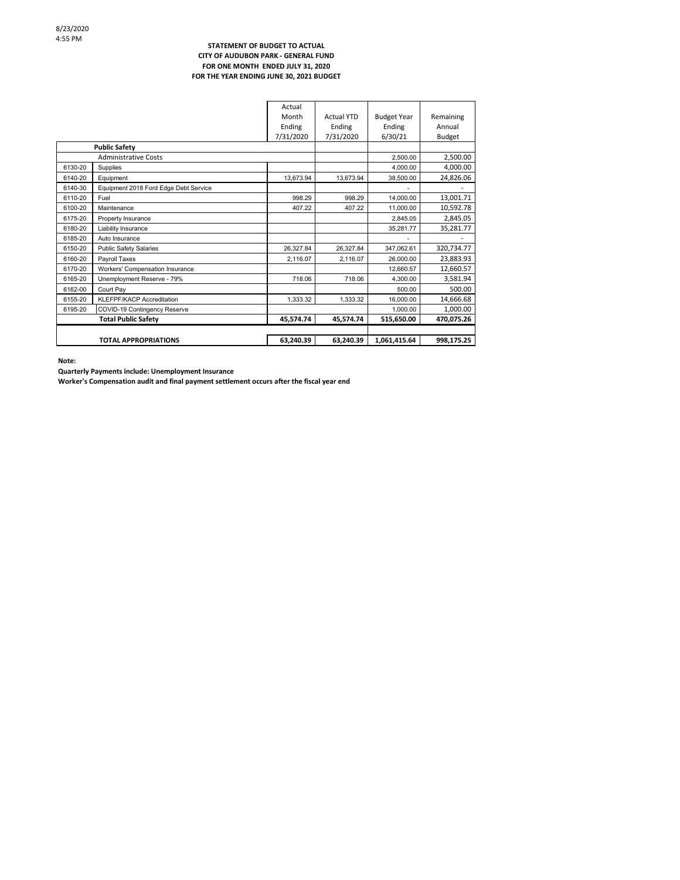8/23/2020
4:55 PM

**STATEMENT OF BUDGET TO ACTUAL**
**CITY OF AUDUBON PARK - GENERAL FUND**
**FOR ONE MONTH ENDED JULY 31, 2020**
**FOR THE YEAR ENDING JUNE 30, 2021 BUDGET**

| | | Actual Month Ending 7/31/2020 | Actual YTD Ending 7/31/2020 | Budget Year Ending 6/30/21 | Remaining Annual Budget |
|---|---|---|---|---|---|
| | **Public Safety** | | | | |
| | Administrative Costs | | | 2,500.00 | 2,500.00 |
| 6130-20 | Supplies | | | 4,000.00 | 4,000.00 |
| 6140-20 | Equipment | 13,673.94 | 13,673.94 | 38,500.00 | 24,826.06 |
| 6140-30 | Equipment 2018 Ford Edge Debt Service | | | - | - |
| 6110-20 | Fuel | 998.29 | 998.29 | 14,000.00 | 13,001.71 |
| 6100-20 | Maintenance | 407.22 | 407.22 | 11,000.00 | 10,592.78 |
| 6175-20 | Property Insurance | | | 2,845.05 | 2,845.05 |
| 6180-20 | Liability Insurance | | | 35,281.77 | 35,281.77 |
| 6185-20 | Auto Insurance | | | - | - |
| 6150-20 | Public Safety Salaries | 26,327.84 | 26,327.84 | 347,062.61 | 320,734.77 |
| 6160-20 | Payroll Taxes | 2,116.07 | 2,116.07 | 26,000.00 | 23,883.93 |
| 6170-20 | Workers' Compensation Insurance | | | 12,660.57 | 12,660.57 |
| 6165-20 | Unemployment Reserve - 79% | 718.06 | 718.06 | 4,300.00 | 3,581.94 |
| 6162-00 | Court Pay | | | 500.00 | 500.00 |
| 6155-20 | KLEFPF/KACP Accreditation | 1,333.32 | 1,333.32 | 16,000.00 | 14,666.68 |
| 6195-20 | COVID-19 Contingency Reserve | | | 1,000.00 | 1,000.00 |
| | **Total Public Safety** | **45,574.74** | **45,574.74** | **515,650.00** | **470,075.26** |
| | | | | | |
| | **TOTAL APPROPRIATIONS** | **63,240.39** | **63,240.39** | **1,061,415.64** | **998,175.25** |

**Note:**

**Quarterly Payments include: Unemployment Insurance**

**Worker's Compensation audit and final payment settlement occurs after the fiscal year end**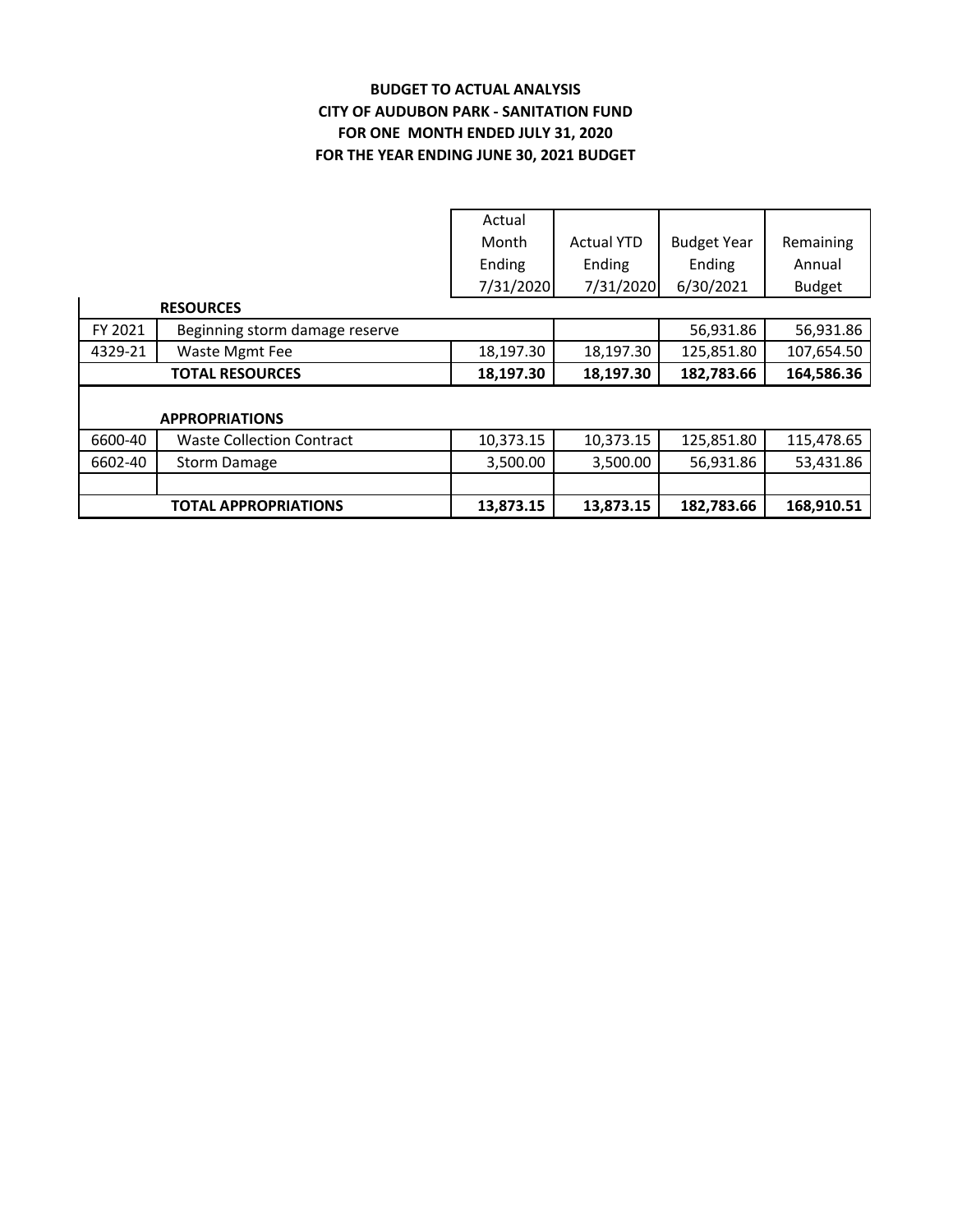**BUDGET TO ACTUAL ANALYSIS**
**CITY OF AUDUBON PARK - SANITATION FUND**
**FOR ONE MONTH ENDED JULY 31, 2020**
**FOR THE YEAR ENDING JUNE 30, 2021 BUDGET**

| | | Actual Month Ending 7/31/2020 | Actual YTD Ending 7/31/2020 | Budget Year Ending 6/30/2021 | Remaining Annual Budget |
|---|---|---|---|---|---|
| | **RESOURCES** | | | | |
| FY 2021 | Beginning storm damage reserve | | | 56,931.86 | 56,931.86 |
| 4329-21 | Waste Mgmt Fee | 18,197.30 | 18,197.30 | 125,851.80 | 107,654.50 |
| | **TOTAL RESOURCES** | **18,197.30** | **18,197.30** | **182,783.66** | **164,586.36** |
| | | | | | |
| | **APPROPRIATIONS** | | | | |
| 6600-40 | Waste Collection Contract | 10,373.15 | 10,373.15 | 125,851.80 | 115,478.65 |
| 6602-40 | Storm Damage | 3,500.00 | 3,500.00 | 56,931.86 | 53,431.86 |
| | | | | | |
| | **TOTAL APPROPRIATIONS** | **13,873.15** | **13,873.15** | **182,783.66** | **168,910.51** |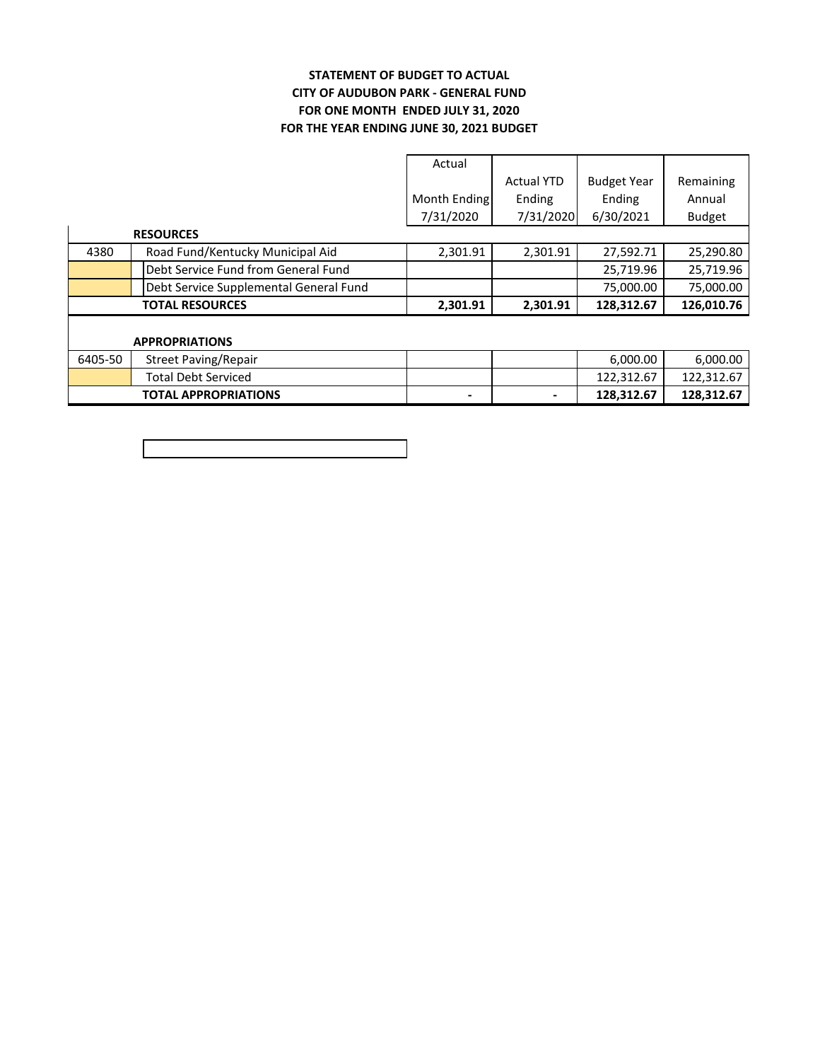**STATEMENT OF BUDGET TO ACTUAL**
**CITY OF AUDUBON PARK - GENERAL FUND**
**FOR ONE MONTH ENDED JULY 31, 2020**
**FOR THE YEAR ENDING JUNE 30, 2021 BUDGET**

| | | Actual Month Ending 7/31/2020 | Actual YTD Ending 7/31/2020 | Budget Year Ending 6/30/2021 | Remaining Annual Budget |
|---|---|---|---|---|---|
| | **RESOURCES** | | | | |
| 4380 | Road Fund/Kentucky Municipal Aid | 2,301.91 | 2,301.91 | 27,592.71 | 25,290.80 |
| | Debt Service Fund from General Fund | | | 25,719.96 | 25,719.96 |
| | Debt Service Supplemental General Fund | | | 75,000.00 | 75,000.00 |
| | **TOTAL RESOURCES** | **2,301.91** | **2,301.91** | **128,312.67** | **126,010.76** |
| | | | | | |
| | **APPROPRIATIONS** | | | | |
| 6405-50 | Street Paving/Repair | | | 6,000.00 | 6,000.00 |
| | Total Debt Serviced | | | 122,312.67 | 122,312.67 |
| | **TOTAL APPROPRIATIONS** | **-** | **-** | **128,312.67** | **128,312.67** |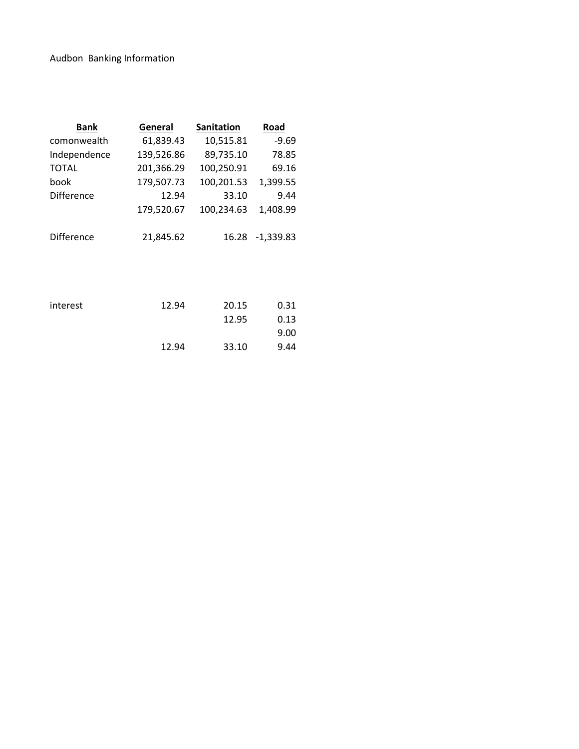Audbon  Banking Information

| Bank | General | Sanitation | Road |
| --- | --- | --- | --- |
| comonwealth | 61,839.43 | 10,515.81 | -9.69 |
| Independence | 139,526.86 | 89,735.10 | 78.85 |
| TOTAL | 201,366.29 | 100,250.91 | 69.16 |
| book | 179,507.73 | 100,201.53 | 1,399.55 |
| Difference | 12.94 | 33.10 | 9.44 |
| | 179,520.67 | 100,234.63 | 1,408.99 |
| | | | |
| Difference | 21,845.62 | 16.28 | -1,339.83 |

| | | | |
| --- | --- | --- | --- |
| interest | 12.94 | 20.15 | 0.31 |
| | | 12.95 | 0.13 |
| | | | 9.00 |
| | 12.94 | 33.10 | 9.44 |